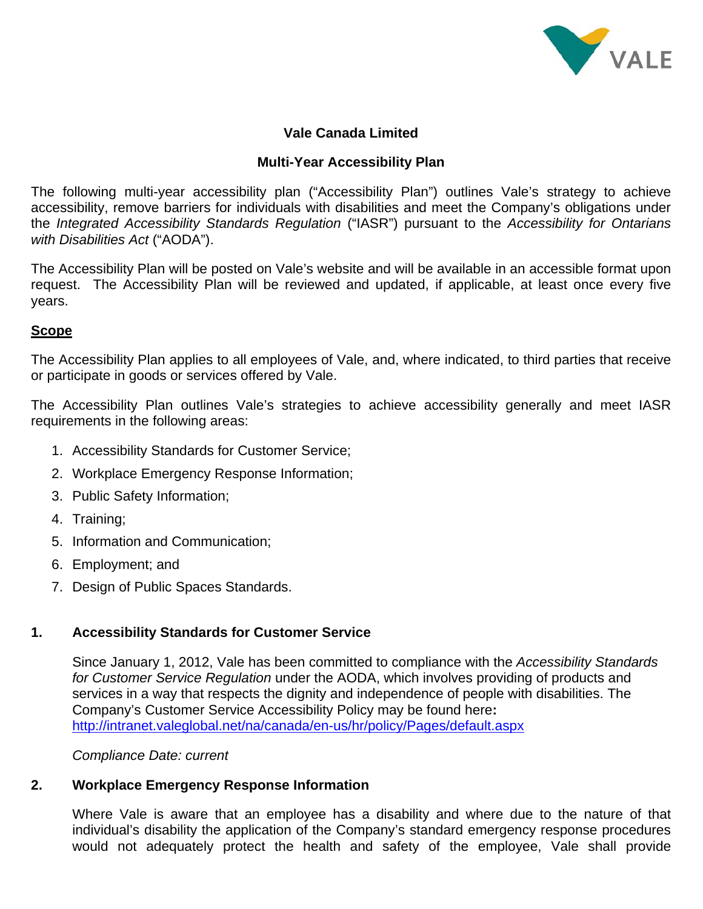# Vale Canada Limited

## Multi-Year Accessibility Plan

The following multi-year accessibility plan ("Accessibility Plan") outlines Vale's strategy to achieve accessibility, remove barriers for individuals with disabilities and meet the Company's obligations under the *Integrated Accessibility Standards Regulation* ("IASR") pursuant to the *Accessibility for Ontarians with Disabilities Act* ("AODA").

The Accessibility Plan will be posted on Vale's website and will be available in an accessible format upon request. The Accessibility Plan will be reviewed and updated, if applicable, at least once every five years.

### Scope

The Accessibility Plan applies to all employees of Vale, and, where indicated, to third parties that receive or participate in goods or services offered by Vale.

The Accessibility Plan outlines Vale's strategies to achieve accessibility generally and meet IASR requirements in the following areas:

1. Accessibility Standards for Customer Service;
2. Workplace Emergency Response Information;
3. Public Safety Information;
4. Training;
5. Information and Communication;
6. Employment; and
7. Design of Public Spaces Standards.

### 1. Accessibility Standards for Customer Service

Since January 1, 2012, Vale has been committed to compliance with the *Accessibility Standards for Customer Service Regulation* under the AODA, which involves providing of products and services in a way that respects the dignity and independence of people with disabilities. The Company's Customer Service Accessibility Policy may be found here**:** http://intranet.valeglobal.net/na/canada/en-us/hr/policy/Pages/default.aspx

*Compliance Date: current*

### 2. Workplace Emergency Response Information

Where Vale is aware that an employee has a disability and where due to the nature of that individual's disability the application of the Company's standard emergency response procedures would not adequately protect the health and safety of the employee, Vale shall provide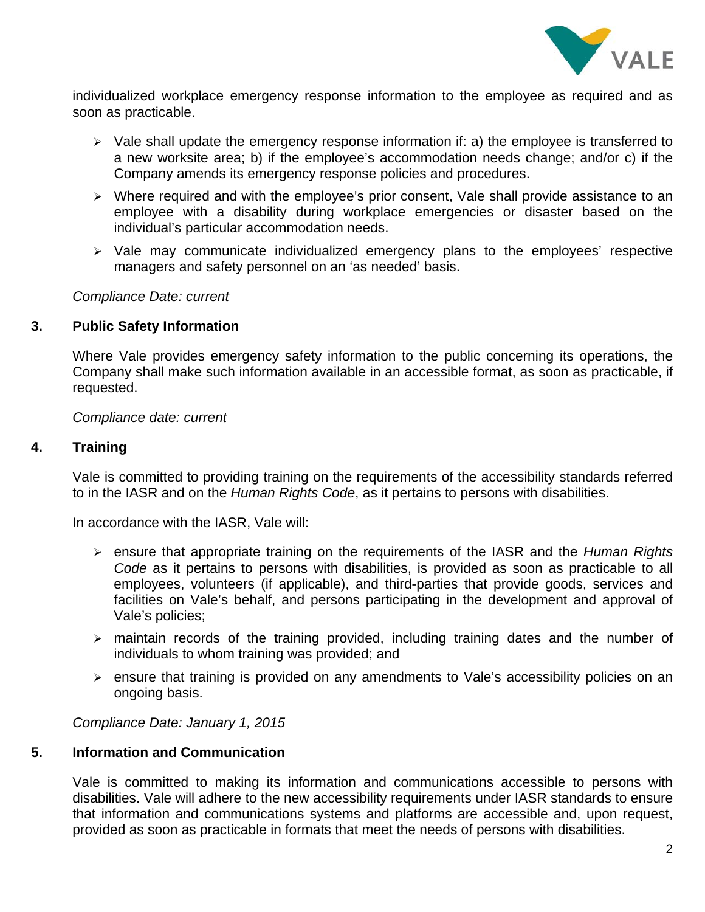individualized workplace emergency response information to the employee as required and as soon as practicable.

- Vale shall update the emergency response information if: a) the employee is transferred to a new worksite area; b) if the employee's accommodation needs change; and/or c) if the Company amends its emergency response policies and procedures.
- Where required and with the employee's prior consent, Vale shall provide assistance to an employee with a disability during workplace emergencies or disaster based on the individual's particular accommodation needs.
- Vale may communicate individualized emergency plans to the employees' respective managers and safety personnel on an 'as needed' basis.

*Compliance Date: current*

## 3. Public Safety Information

Where Vale provides emergency safety information to the public concerning its operations, the Company shall make such information available in an accessible format, as soon as practicable, if requested.

*Compliance date: current*

## 4. Training

Vale is committed to providing training on the requirements of the accessibility standards referred to in the IASR and on the *Human Rights Code*, as it pertains to persons with disabilities.

In accordance with the IASR, Vale will:

- ensure that appropriate training on the requirements of the IASR and the *Human Rights Code* as it pertains to persons with disabilities, is provided as soon as practicable to all employees, volunteers (if applicable), and third-parties that provide goods, services and facilities on Vale's behalf, and persons participating in the development and approval of Vale's policies;
- maintain records of the training provided, including training dates and the number of individuals to whom training was provided; and
- ensure that training is provided on any amendments to Vale's accessibility policies on an ongoing basis.

*Compliance Date: January 1, 2015*

## 5. Information and Communication

Vale is committed to making its information and communications accessible to persons with disabilities. Vale will adhere to the new accessibility requirements under IASR standards to ensure that information and communications systems and platforms are accessible and, upon request, provided as soon as practicable in formats that meet the needs of persons with disabilities.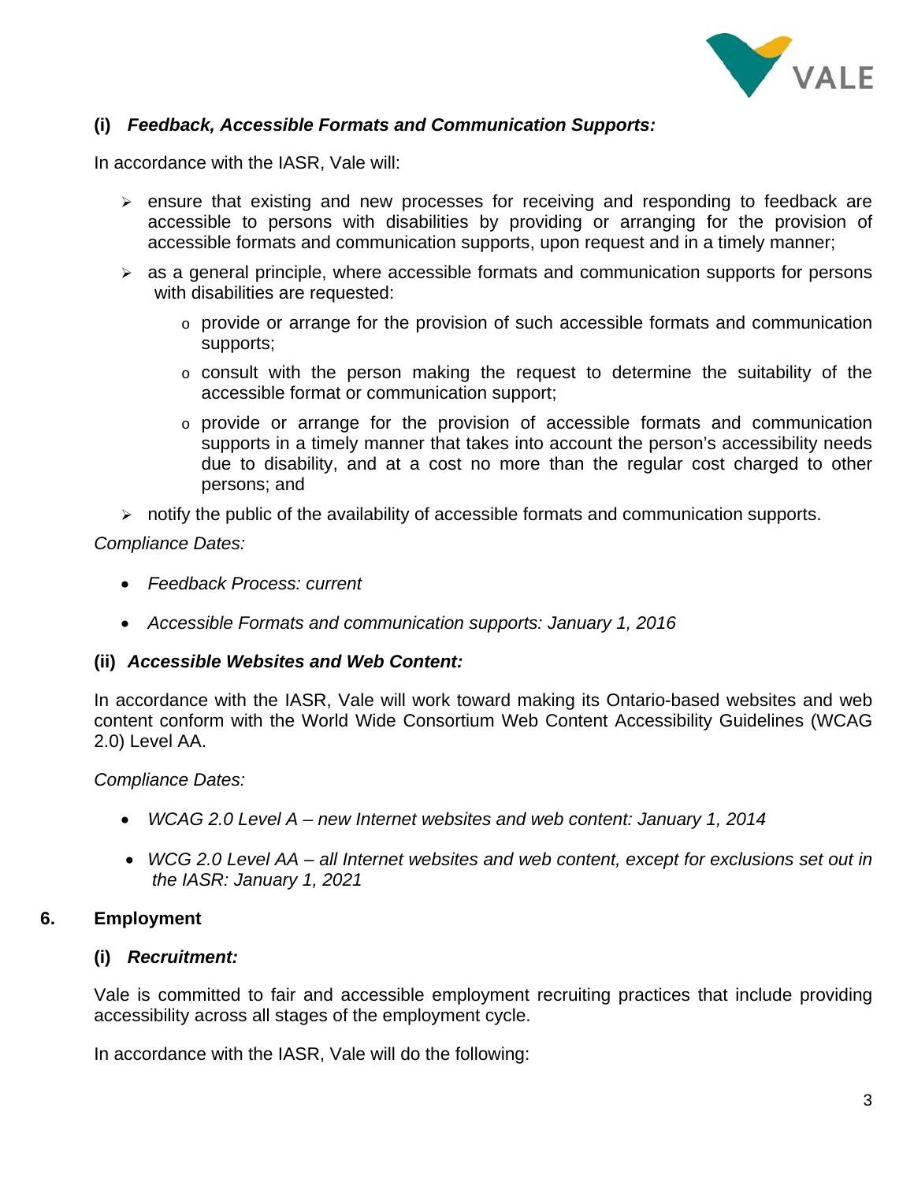**(i) *Feedback, Accessible Formats and Communication Supports:***

In accordance with the IASR, Vale will:

- ensure that existing and new processes for receiving and responding to feedback are accessible to persons with disabilities by providing or arranging for the provision of accessible formats and communication supports, upon request and in a timely manner;
- as a general principle, where accessible formats and communication supports for persons with disabilities are requested:
    - provide or arrange for the provision of such accessible formats and communication supports;
    - consult with the person making the request to determine the suitability of the accessible format or communication support;
    - provide or arrange for the provision of accessible formats and communication supports in a timely manner that takes into account the person's accessibility needs due to disability, and at a cost no more than the regular cost charged to other persons; and
- notify the public of the availability of accessible formats and communication supports.

*Compliance Dates:*

- *Feedback Process: current*
- *Accessible Formats and communication supports: January 1, 2016*

**(ii) *Accessible Websites and Web Content:***

In accordance with the IASR, Vale will work toward making its Ontario-based websites and web content conform with the World Wide Consortium Web Content Accessibility Guidelines (WCAG 2.0) Level AA.

*Compliance Dates:*

- *WCAG 2.0 Level A – new Internet websites and web content: January 1, 2014*
- *WCG 2.0 Level AA – all Internet websites and web content, except for exclusions set out in the IASR: January 1, 2021*

## 6. Employment

**(i) *Recruitment:***

Vale is committed to fair and accessible employment recruiting practices that include providing accessibility across all stages of the employment cycle.

In accordance with the IASR, Vale will do the following: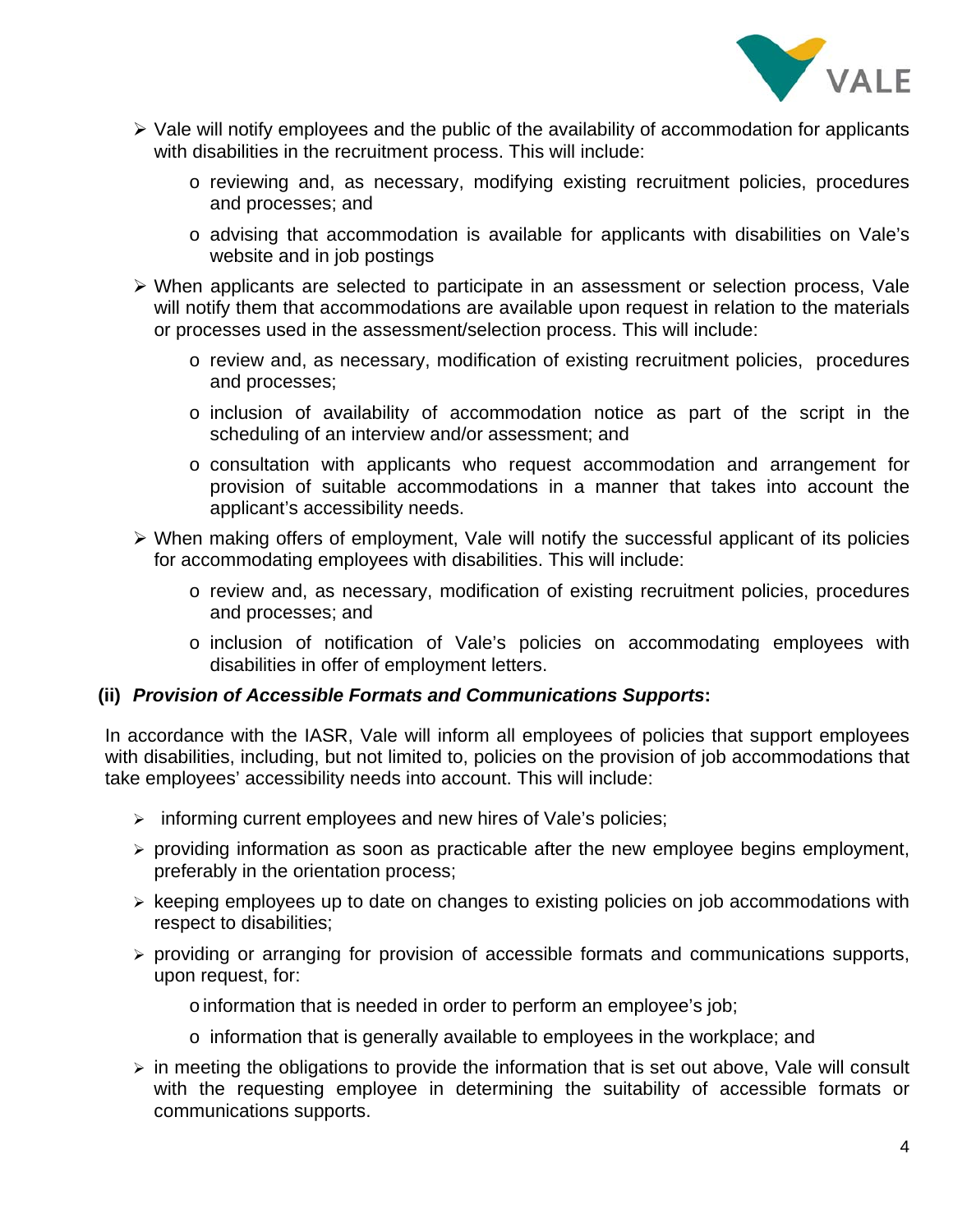- Vale will notify employees and the public of the availability of accommodation for applicants with disabilities in the recruitment process. This will include:
  - reviewing and, as necessary, modifying existing recruitment policies, procedures and processes; and
  - advising that accommodation is available for applicants with disabilities on Vale's website and in job postings
- When applicants are selected to participate in an assessment or selection process, Vale will notify them that accommodations are available upon request in relation to the materials or processes used in the assessment/selection process. This will include:
  - review and, as necessary, modification of existing recruitment policies, procedures and processes;
  - inclusion of availability of accommodation notice as part of the script in the scheduling of an interview and/or assessment; and
  - consultation with applicants who request accommodation and arrangement for provision of suitable accommodations in a manner that takes into account the applicant's accessibility needs.
- When making offers of employment, Vale will notify the successful applicant of its policies for accommodating employees with disabilities. This will include:
  - review and, as necessary, modification of existing recruitment policies, procedures and processes; and
  - inclusion of notification of Vale's policies on accommodating employees with disabilities in offer of employment letters.

**(ii)** ***Provision of Accessible Formats and Communications Supports*:**

In accordance with the IASR, Vale will inform all employees of policies that support employees with disabilities, including, but not limited to, policies on the provision of job accommodations that take employees' accessibility needs into account. This will include:

- informing current employees and new hires of Vale's policies;
- providing information as soon as practicable after the new employee begins employment, preferably in the orientation process;
- keeping employees up to date on changes to existing policies on job accommodations with respect to disabilities;
- providing or arranging for provision of accessible formats and communications supports, upon request, for:
  - information that is needed in order to perform an employee's job;
  - information that is generally available to employees in the workplace; and
- in meeting the obligations to provide the information that is set out above, Vale will consult with the requesting employee in determining the suitability of accessible formats or communications supports.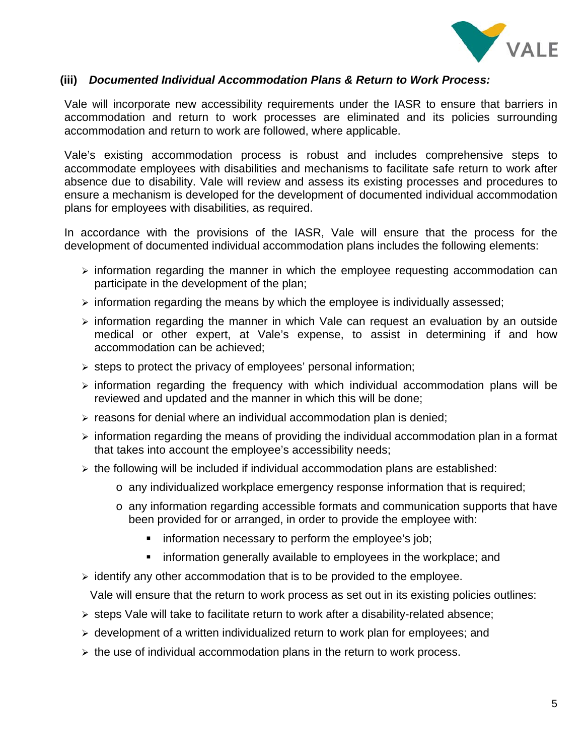### (iii) *Documented Individual Accommodation Plans & Return to Work Process:*

Vale will incorporate new accessibility requirements under the IASR to ensure that barriers in accommodation and return to work processes are eliminated and its policies surrounding accommodation and return to work are followed, where applicable.

Vale's existing accommodation process is robust and includes comprehensive steps to accommodate employees with disabilities and mechanisms to facilitate safe return to work after absence due to disability. Vale will review and assess its existing processes and procedures to ensure a mechanism is developed for the development of documented individual accommodation plans for employees with disabilities, as required.

In accordance with the provisions of the IASR, Vale will ensure that the process for the development of documented individual accommodation plans includes the following elements:

- information regarding the manner in which the employee requesting accommodation can participate in the development of the plan;
- information regarding the means by which the employee is individually assessed;
- information regarding the manner in which Vale can request an evaluation by an outside medical or other expert, at Vale's expense, to assist in determining if and how accommodation can be achieved;
- steps to protect the privacy of employees' personal information;
- information regarding the frequency with which individual accommodation plans will be reviewed and updated and the manner in which this will be done;
- reasons for denial where an individual accommodation plan is denied;
- information regarding the means of providing the individual accommodation plan in a format that takes into account the employee's accessibility needs;
- the following will be included if individual accommodation plans are established:
  - any individualized workplace emergency response information that is required;
  - any information regarding accessible formats and communication supports that have been provided for or arranged, in order to provide the employee with:
    - information necessary to perform the employee's job;
    - information generally available to employees in the workplace; and
- identify any other accommodation that is to be provided to the employee.

Vale will ensure that the return to work process as set out in its existing policies outlines:

- steps Vale will take to facilitate return to work after a disability-related absence;
- development of a written individualized return to work plan for employees; and
- the use of individual accommodation plans in the return to work process.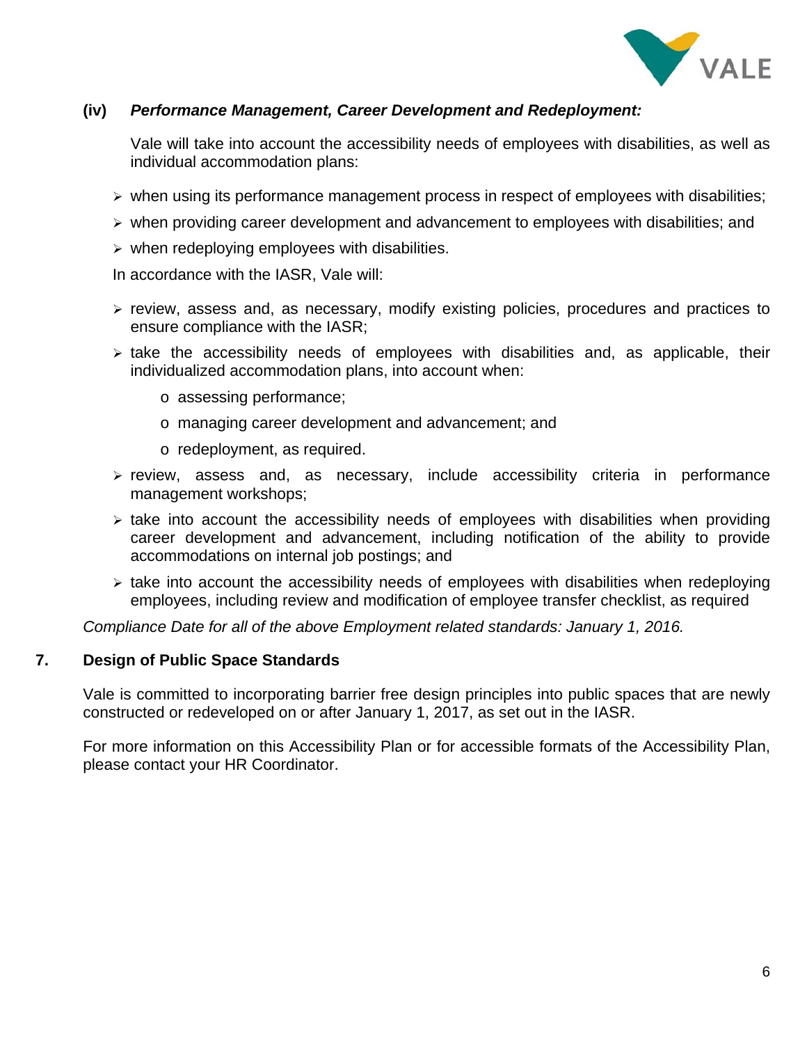**(iv)** ***Performance Management, Career Development and Redeployment:***

Vale will take into account the accessibility needs of employees with disabilities, as well as individual accommodation plans:

- when using its performance management process in respect of employees with disabilities;
- when providing career development and advancement to employees with disabilities; and
- when redeploying employees with disabilities.

In accordance with the IASR, Vale will:

- review, assess and, as necessary, modify existing policies, procedures and practices to ensure compliance with the IASR;
- take the accessibility needs of employees with disabilities and, as applicable, their individualized accommodation plans, into account when:
  - assessing performance;
  - managing career development and advancement; and
  - redeployment, as required.
- review, assess and, as necessary, include accessibility criteria in performance management workshops;
- take into account the accessibility needs of employees with disabilities when providing career development and advancement, including notification of the ability to provide accommodations on internal job postings; and
- take into account the accessibility needs of employees with disabilities when redeploying employees, including review and modification of employee transfer checklist, as required

*Compliance Date for all of the above Employment related standards: January 1, 2016.*

## 7. Design of Public Space Standards

Vale is committed to incorporating barrier free design principles into public spaces that are newly constructed or redeveloped on or after January 1, 2017, as set out in the IASR.

For more information on this Accessibility Plan or for accessible formats of the Accessibility Plan, please contact your HR Coordinator.